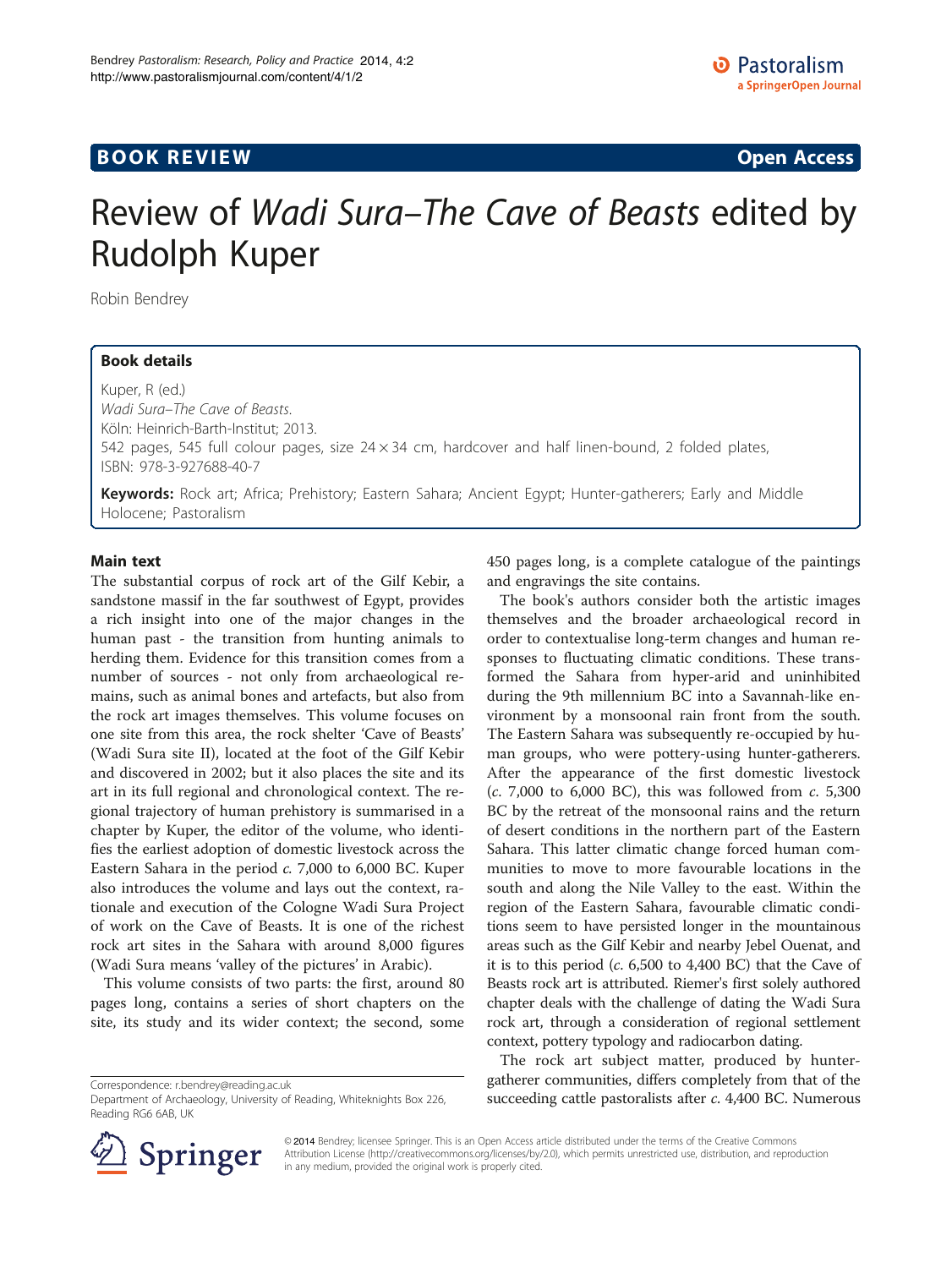BOOK REVIEW **Open Access**

# Review of *Wadi Sura–The Cave of Beasts* edited by Rudolph Kuper

Robin Bendrey

### Book details

Kuper, R (ed.)
*Wadi Sura–The Cave of Beasts.*
Köln: Heinrich-Barth-Institut; 2013.
542 pages, 545 full colour pages, size 24 × 34 cm, hardcover and half linen-bound, 2 folded plates, ISBN: 978-3-927688-40-7

**Keywords:** Rock art; Africa; Prehistory; Eastern Sahara; Ancient Egypt; Hunter-gatherers; Early and Middle Holocene; Pastoralism

## Main text

The substantial corpus of rock art of the Gilf Kebir, a sandstone massif in the far southwest of Egypt, provides a rich insight into one of the major changes in the human past - the transition from hunting animals to herding them. Evidence for this transition comes from a number of sources - not only from archaeological remains, such as animal bones and artefacts, but also from the rock art images themselves. This volume focuses on one site from this area, the rock shelter 'Cave of Beasts' (Wadi Sura site II), located at the foot of the Gilf Kebir and discovered in 2002; but it also places the site and its art in its full regional and chronological context. The regional trajectory of human prehistory is summarised in a chapter by Kuper, the editor of the volume, who identifies the earliest adoption of domestic livestock across the Eastern Sahara in the period *c.* 7,000 to 6,000 BC. Kuper also introduces the volume and lays out the context, rationale and execution of the Cologne Wadi Sura Project of work on the Cave of Beasts. It is one of the richest rock art sites in the Sahara with around 8,000 figures (Wadi Sura means 'valley of the pictures' in Arabic).

This volume consists of two parts: the first, around 80 pages long, contains a series of short chapters on the site, its study and its wider context; the second, some 450 pages long, is a complete catalogue of the paintings and engravings the site contains.

The book's authors consider both the artistic images themselves and the broader archaeological record in order to contextualise long-term changes and human responses to fluctuating climatic conditions. These transformed the Sahara from hyper-arid and uninhibited during the 9th millennium BC into a Savannah-like environment by a monsoonal rain front from the south. The Eastern Sahara was subsequently re-occupied by human groups, who were pottery-using hunter-gatherers. After the appearance of the first domestic livestock (*c.* 7,000 to 6,000 BC), this was followed from *c.* 5,300 BC by the retreat of the monsoonal rains and the return of desert conditions in the northern part of the Eastern Sahara. This latter climatic change forced human communities to move to more favourable locations in the south and along the Nile Valley to the east. Within the region of the Eastern Sahara, favourable climatic conditions seem to have persisted longer in the mountainous areas such as the Gilf Kebir and nearby Jebel Ouenat, and it is to this period (*c.* 6,500 to 4,400 BC) that the Cave of Beasts rock art is attributed. Riemer's first solely authored chapter deals with the challenge of dating the Wadi Sura rock art, through a consideration of regional settlement context, pottery typology and radiocarbon dating.

The rock art subject matter, produced by hunter-gatherer communities, differs completely from that of the succeeding cattle pastoralists after *c.* 4,400 BC. Numerous

Correspondence: r.bendrey@reading.ac.uk
Department of Archaeology, University of Reading, Whiteknights Box 226, Reading RG6 6AB, UK

© 2014 Bendrey; licensee Springer. This is an Open Access article distributed under the terms of the Creative Commons Attribution License (http://creativecommons.org/licenses/by/2.0), which permits unrestricted use, distribution, and reproduction in any medium, provided the original work is properly cited.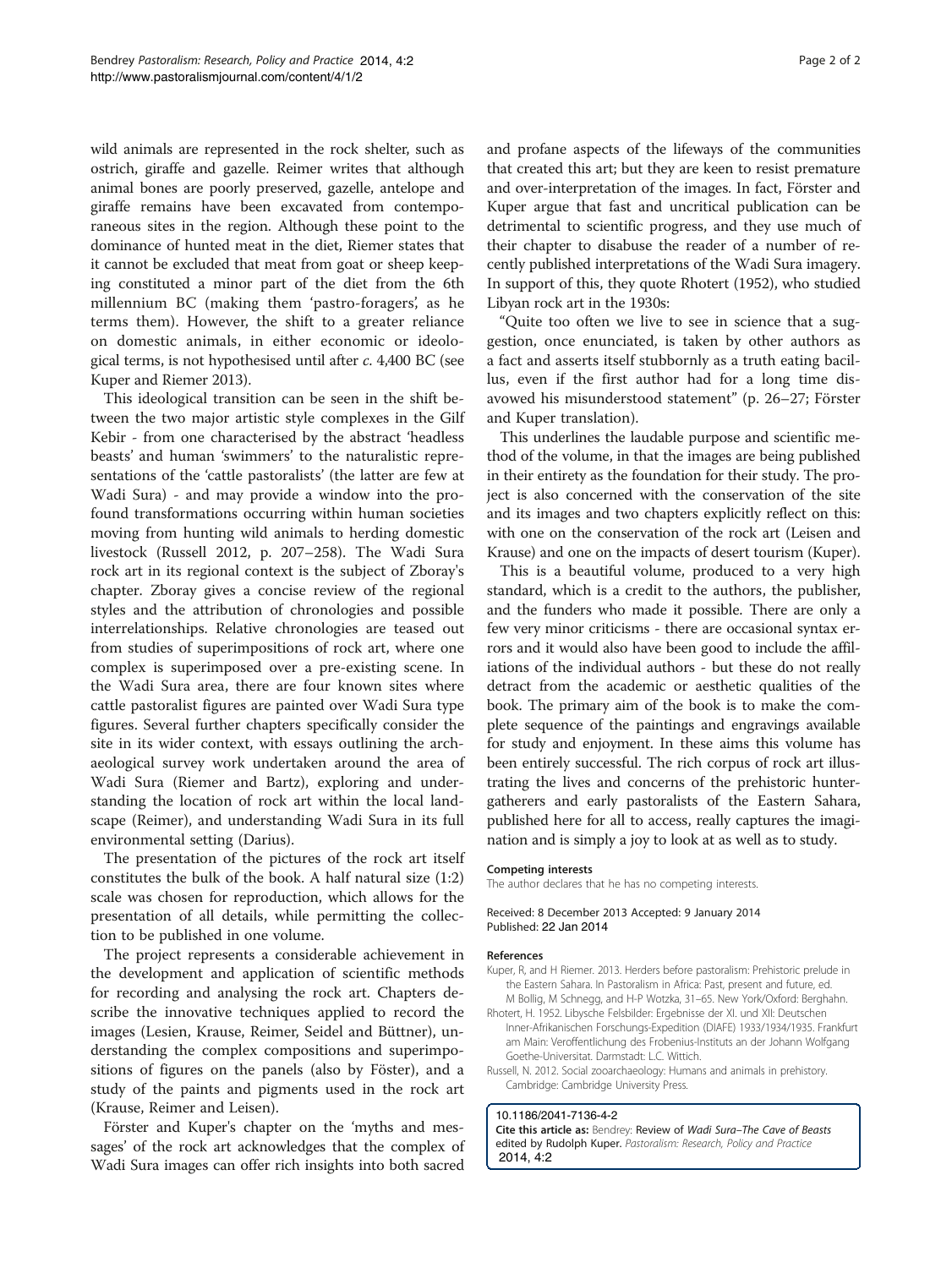wild animals are represented in the rock shelter, such as ostrich, giraffe and gazelle. Reimer writes that although animal bones are poorly preserved, gazelle, antelope and giraffe remains have been excavated from contemporaneous sites in the region. Although these point to the dominance of hunted meat in the diet, Riemer states that it cannot be excluded that meat from goat or sheep keeping constituted a minor part of the diet from the 6th millennium BC (making them 'pastro-foragers', as he terms them). However, the shift to a greater reliance on domestic animals, in either economic or ideological terms, is not hypothesised until after *c.* 4,400 BC (see Kuper and Riemer 2013).

This ideological transition can be seen in the shift between the two major artistic style complexes in the Gilf Kebir - from one characterised by the abstract 'headless beasts' and human 'swimmers' to the naturalistic representations of the 'cattle pastoralists' (the latter are few at Wadi Sura) - and may provide a window into the profound transformations occurring within human societies moving from hunting wild animals to herding domestic livestock (Russell 2012, p. 207–258). The Wadi Sura rock art in its regional context is the subject of Zboray's chapter. Zboray gives a concise review of the regional styles and the attribution of chronologies and possible interrelationships. Relative chronologies are teased out from studies of superimpositions of rock art, where one complex is superimposed over a pre-existing scene. In the Wadi Sura area, there are four known sites where cattle pastoralist figures are painted over Wadi Sura type figures. Several further chapters specifically consider the site in its wider context, with essays outlining the archaeological survey work undertaken around the area of Wadi Sura (Riemer and Bartz), exploring and understanding the location of rock art within the local landscape (Reimer), and understanding Wadi Sura in its full environmental setting (Darius).

The presentation of the pictures of the rock art itself constitutes the bulk of the book. A half natural size (1:2) scale was chosen for reproduction, which allows for the presentation of all details, while permitting the collection to be published in one volume.

The project represents a considerable achievement in the development and application of scientific methods for recording and analysing the rock art. Chapters describe the innovative techniques applied to record the images (Lesien, Krause, Reimer, Seidel and Büttner), understanding the complex compositions and superimpositions of figures on the panels (also by Föster), and a study of the paints and pigments used in the rock art (Krause, Reimer and Leisen).

Förster and Kuper's chapter on the 'myths and messages' of the rock art acknowledges that the complex of Wadi Sura images can offer rich insights into both sacred and profane aspects of the lifeways of the communities that created this art; but they are keen to resist premature and over-interpretation of the images. In fact, Förster and Kuper argue that fast and uncritical publication can be detrimental to scientific progress, and they use much of their chapter to disabuse the reader of a number of recently published interpretations of the Wadi Sura imagery. In support of this, they quote Rhotert (1952), who studied Libyan rock art in the 1930s:

"Quite too often we live to see in science that a suggestion, once enunciated, is taken by other authors as a fact and asserts itself stubbornly as a truth eating bacillus, even if the first author had for a long time disavowed his misunderstood statement" (p. 26–27; Förster and Kuper translation).

This underlines the laudable purpose and scientific method of the volume, in that the images are being published in their entirety as the foundation for their study. The project is also concerned with the conservation of the site and its images and two chapters explicitly reflect on this: with one on the conservation of the rock art (Leisen and Krause) and one on the impacts of desert tourism (Kuper).

This is a beautiful volume, produced to a very high standard, which is a credit to the authors, the publisher, and the funders who made it possible. There are only a few very minor criticisms - there are occasional syntax errors and it would also have been good to include the affiliations of the individual authors - but these do not really detract from the academic or aesthetic qualities of the book. The primary aim of the book is to make the complete sequence of the paintings and engravings available for study and enjoyment. In these aims this volume has been entirely successful. The rich corpus of rock art illustrating the lives and concerns of the prehistoric hunter-gatherers and early pastoralists of the Eastern Sahara, published here for all to access, really captures the imagination and is simply a joy to look at as well as to study.

#### Competing interests

The author declares that he has no competing interests.

Received: 8 December 2013 Accepted: 9 January 2014
Published: 22 Jan 2014

#### References

Kuper, R, and H Riemer. 2013. Herders before pastoralism: Prehistoric prelude in the Eastern Sahara. In Pastoralism in Africa: Past, present and future, ed. M Bollig, M Schnegg, and H-P Wotzka, 31–65. New York/Oxford: Berghahn.

Rhotert, H. 1952. Libysche Felsbilder: Ergebnisse der XI. und XII: Deutschen Inner-Afrikanischen Forschungs-Expedition (DIAFE) 1933/1934/1935. Frankfurt am Main: Veroffentlichung des Frobenius-Instituts an der Johann Wolfgang Goethe-Universitat. Darmstadt: L.C. Wittich.

Russell, N. 2012. Social zooarchaeology: Humans and animals in prehistory. Cambridge: Cambridge University Press.

10.1186/2041-7136-4-2
**Cite this article as:** Bendrey: Review of *Wadi Sura–The Cave of Beasts* edited by Rudolph Kuper. *Pastoralism: Research, Policy and Practice* 2014, 4:2